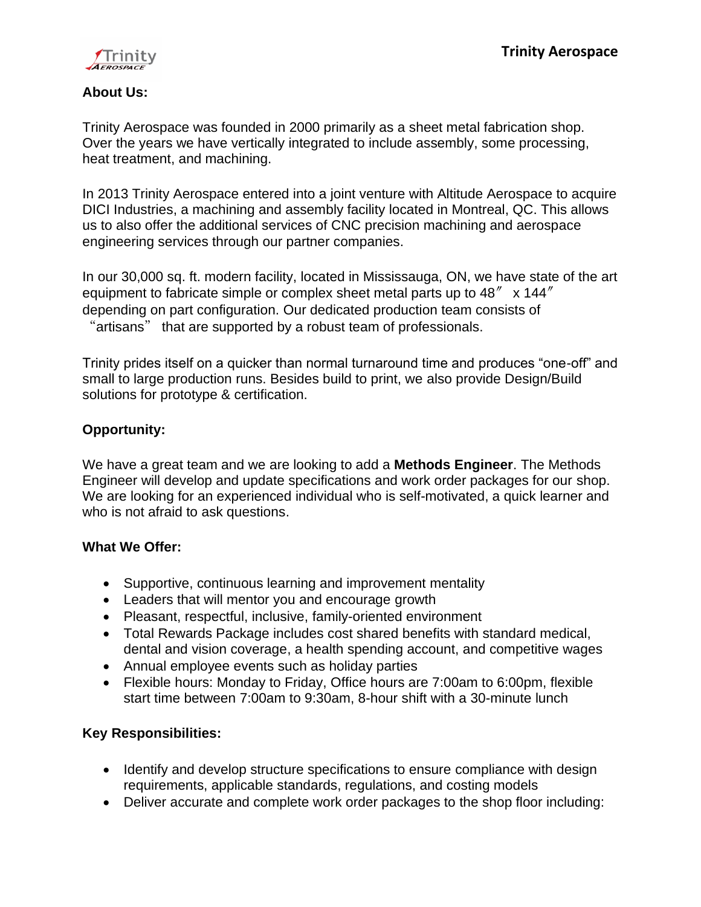# Trinity Aerospace

## About Us:

Trinity Aerospace was founded in 2000 primarily as a sheet metal fabrication shop. Over the years we have vertically integrated to include assembly, some processing, heat treatment, and machining.

In 2013 Trinity Aerospace entered into a joint venture with Altitude Aerospace to acquire DICI Industries, a machining and assembly facility located in Montreal, QC. This allows us to also offer the additional services of CNC precision machining and aerospace engineering services through our partner companies.

In our 30,000 sq. ft. modern facility, located in Mississauga, ON, we have state of the art equipment to fabricate simple or complex sheet metal parts up to 48″ x 144″ depending on part configuration. Our dedicated production team consists of "artisans" that are supported by a robust team of professionals.

Trinity prides itself on a quicker than normal turnaround time and produces "one-off" and small to large production runs. Besides build to print, we also provide Design/Build solutions for prototype & certification.

## Opportunity:

We have a great team and we are looking to add a **Methods Engineer**. The Methods Engineer will develop and update specifications and work order packages for our shop. We are looking for an experienced individual who is self-motivated, a quick learner and who is not afraid to ask questions.

## What We Offer:

- Supportive, continuous learning and improvement mentality
- Leaders that will mentor you and encourage growth
- Pleasant, respectful, inclusive, family-oriented environment
- Total Rewards Package includes cost shared benefits with standard medical, dental and vision coverage, a health spending account, and competitive wages
- Annual employee events such as holiday parties
- Flexible hours: Monday to Friday, Office hours are 7:00am to 6:00pm, flexible start time between 7:00am to 9:30am, 8-hour shift with a 30-minute lunch

## Key Responsibilities:

- Identify and develop structure specifications to ensure compliance with design requirements, applicable standards, regulations, and costing models
- Deliver accurate and complete work order packages to the shop floor including: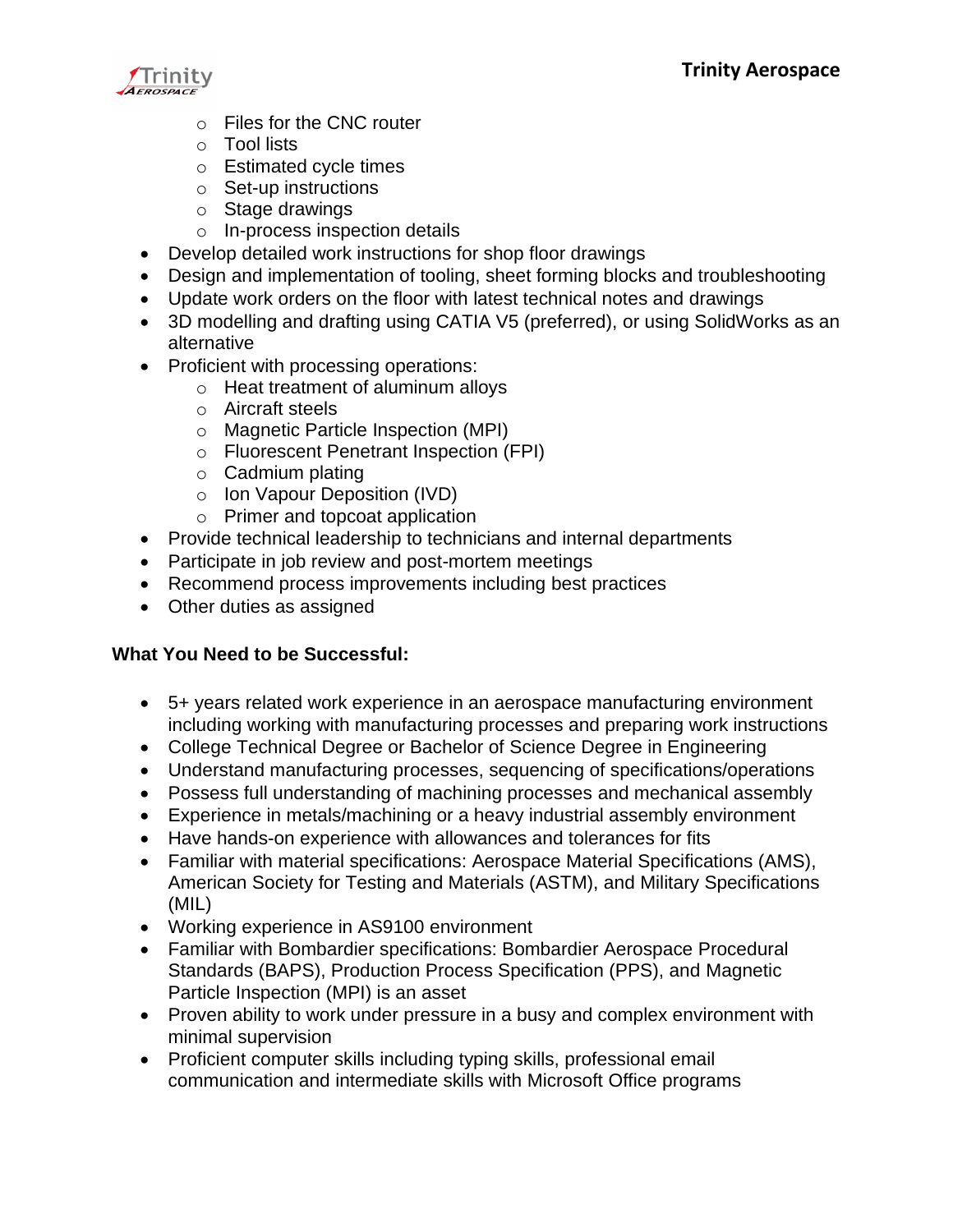- Files for the CNC router
  - Tool lists
  - Estimated cycle times
  - Set-up instructions
  - Stage drawings
  - In-process inspection details
- Develop detailed work instructions for shop floor drawings
- Design and implementation of tooling, sheet forming blocks and troubleshooting
- Update work orders on the floor with latest technical notes and drawings
- 3D modelling and drafting using CATIA V5 (preferred), or using SolidWorks as an alternative
- Proficient with processing operations:
  - Heat treatment of aluminum alloys
  - Aircraft steels
  - Magnetic Particle Inspection (MPI)
  - Fluorescent Penetrant Inspection (FPI)
  - Cadmium plating
  - Ion Vapour Deposition (IVD)
  - Primer and topcoat application
- Provide technical leadership to technicians and internal departments
- Participate in job review and post-mortem meetings
- Recommend process improvements including best practices
- Other duties as assigned

**What You Need to be Successful:**

- 5+ years related work experience in an aerospace manufacturing environment including working with manufacturing processes and preparing work instructions
- College Technical Degree or Bachelor of Science Degree in Engineering
- Understand manufacturing processes, sequencing of specifications/operations
- Possess full understanding of machining processes and mechanical assembly
- Experience in metals/machining or a heavy industrial assembly environment
- Have hands-on experience with allowances and tolerances for fits
- Familiar with material specifications: Aerospace Material Specifications (AMS), American Society for Testing and Materials (ASTM), and Military Specifications (MIL)
- Working experience in AS9100 environment
- Familiar with Bombardier specifications: Bombardier Aerospace Procedural Standards (BAPS), Production Process Specification (PPS), and Magnetic Particle Inspection (MPI) is an asset
- Proven ability to work under pressure in a busy and complex environment with minimal supervision
- Proficient computer skills including typing skills, professional email communication and intermediate skills with Microsoft Office programs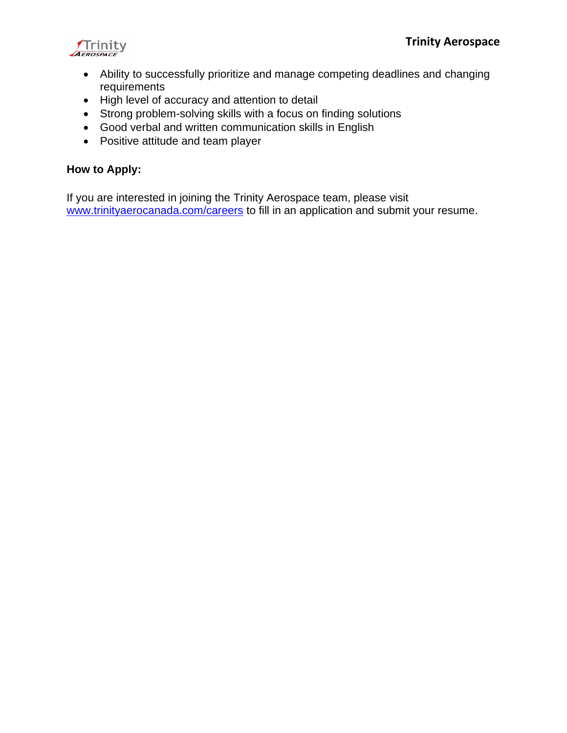- Ability to successfully prioritize and manage competing deadlines and changing requirements
- High level of accuracy and attention to detail
- Strong problem-solving skills with a focus on finding solutions
- Good verbal and written communication skills in English
- Positive attitude and team player

**How to Apply:**

If you are interested in joining the Trinity Aerospace team, please visit [www.trinityaerocanada.com/careers](www.trinityaerocanada.com/careers) to fill in an application and submit your resume.